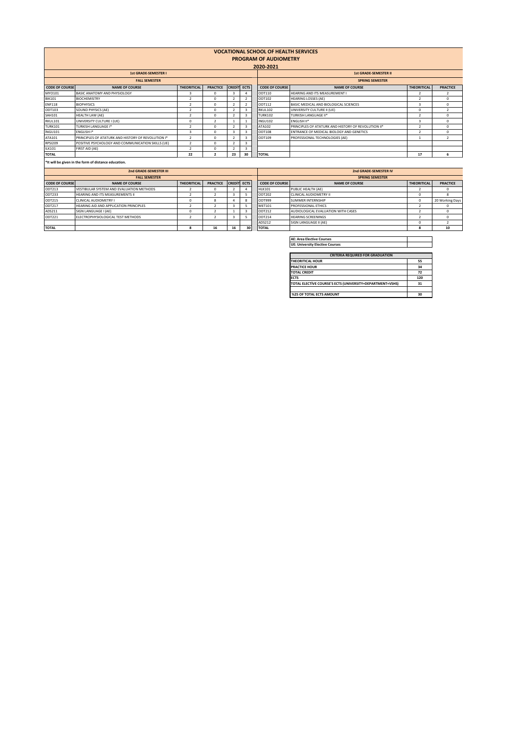# VOCATIONAL SCHOOL OF HEALTH SERVICES
## PROGRAM OF AUDIOMETRY
### 2020-2021

**1st GRADE-SEMESTER I — FALL SEMESTER**

| CODE OF COURSE | NAME OF COURSE | THEORITICAL | PRACTICE | CREDİT | ECTS |
|---|---|---|---|---|---|
| MYO101 | BASIC ANATOMY AND PHYSIOLOGY | 3 | 0 | 3 | 4 |
| BIK101 | BIOCHEMISTRY | 2 | 0 | 2 | 2 |
| ENF118 | BIOPHYSICS | 2 | 0 | 2 | 2 |
| ODT103 | SOUND PHYSICS (AE) | 2 | 0 | 2 | 3 |
| SAH101 | HEALTH LAW (AE) | 2 | 0 | 2 | 3 |
| RKUL101 | UNIVERSITY CULTURE I (UE) | 0 | 2 | 1 | 1 |
| TURK101 | TURKISH LANGUAGE I* | 2 | 0 | 2 | 3 |
| INGU101 | ENGLISH I* | 3 | 0 | 3 | 3 |
| ATA101 | PRINCIPLES OF ATATURK AND HISTORY OF REVOLUTION I* | 2 | 0 | 2 | 3 |
| RPSI209 | POSITIVE PSYCHOLOGY AND COMMUNICATION SKILLS (UE) | 2 | 0 | 2 | 3 |
| ILK101 | FIRST AID (AE) | 2 | 0 | 2 | 3 |
| TOTAL | | 22 | 2 | 23 | 30 |

**1st GRADE-SEMESTER II — SPRING SEMESTER**

| CODE OF COURSE | NAME OF COURSE | THEORITICAL | PRACTICE |
|---|---|---|---|
| ODT110 | HEARING AND ITS MEASUREMENT I | 2 | 2 |
| ODT102 | HEARING LOSSES (AE) | 2 | 0 |
| ODT112 | BASIC MEDICAL AND BIOLOGICAL SCIENCES | 3 | 0 |
| RKUL102 | UNIVERSITY CULTURE II (UE) | 0 | 2 |
| TURK102 | TURKISH LANGUAGE II* | 2 | 0 |
| INGU102 | ENGLISH II* | 3 | 0 |
| ATA102 | PRINCIPLES OF ATATURK AND HISTORY OF REVOLUTION II* | 2 | 0 |
| ODT108 | ENTRANCE OF MEDICAL BIOLOGY AND GENETICS | 2 | 0 |
| ODT109 | PROFESSIONAL TECHNOLOGIES (AE) | 1 | 2 |
| TOTAL | | 17 | 6 |

**\*It will be given in the form of distance education.**

**2nd GRADE-SEMESTER III — FALL SEMESTER**

| CODE OF COURSE | NAME OF COURSE | THEORITICAL | PRACTICE | CREDİT | ECTS |
|---|---|---|---|---|---|
| ODT213 | VESTIBULAR SYSTEM AND EVALUATION METHODS | 2 | 0 | 2 | 4 |
| ODT233 | HEARING AND ITS MEASUREMENTS II | 2 | 2 | 3 | 5 |
| ODT215 | CLINICAL AUDIOMETRY I | 0 | 8 | 4 | 8 |
| ODT217 | HEARING AID AND APPLICATION PRINCIPLES | 2 | 2 | 3 | 5 |
| ADS211 | SIGN LANGUAGE I (AE) | 0 | 2 | 1 | 3 |
| ODT221 | ELECTROPHYSIOLOGICAL TEST METHODS | 2 | 2 | 3 | 5 |
| TOTAL | | 8 | 16 | 16 | 30 |

**2nd GRADE-SEMESTER IV — SPRING SEMESTER**

| CODE OF COURSE | NAME OF COURSE | THEORITICAL | PRACTICE |
|---|---|---|---|
| HLK101 | PUBLIC HEALTH (AE) | 2 | 0 |
| ODT202 | CLINICAL AUDIOMETRY II | 0 | 8 |
| ODT999 | SUMMER INTERNSHIP | 0 | 20 Working Days |
| MET101 | PROFESSIONAL ETHICS | 2 | 0 |
| ODT212 | AUDIOLOGICAL EVALUATION WITH CASES | 2 | 0 |
| ODT214 | HEARING SCREENINGS | 2 | 0 |
| ADS212 | SIGN LANGUAGE II (AE) | 0 | 2 |
| TOTAL | | 8 | 10 |

**AE: Area Elective Courses**
**UE: University Elective Courses**

| CRITERIA REQUIRED FOR GRADUATION | |
|---|---|
| THEORITICAL HOUR | 55 |
| PRACTICE HOUR | 34 |
| TOTAL CREDIT | 72 |
| ECTS | 120 |
| TOTAL ELECTİVE COURSE'S ECTS (UNIVERSITY+DEPARTMENT+VSHS) | 31 |
| %25 OF TOTAL ECTS AMOUNT | 30 |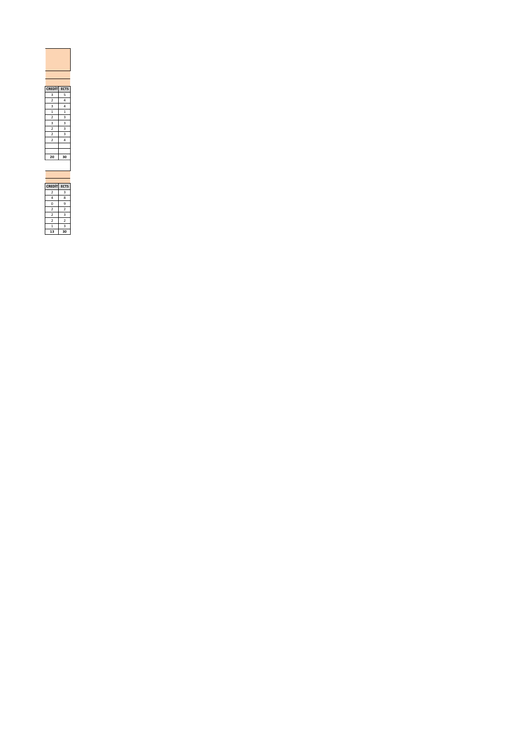| CREDIT | ECTS |
|---|---|
| 3 | 5 |
| 2 | 4 |
| 3 | 4 |
| 1 | 1 |
| 2 | 3 |
| 3 | 3 |
| 2 | 3 |
| 2 | 3 |
| 2 | 4 |
| | |
| | |
| **20** | **30** |

| CREDIT | ECTS |
|---|---|
| 2 | 3 |
| 4 | 8 |
| 0 | 9 |
| 2 | 2 |
| 2 | 3 |
| 2 | 2 |
| 1 | 3 |
| **13** | **30** |